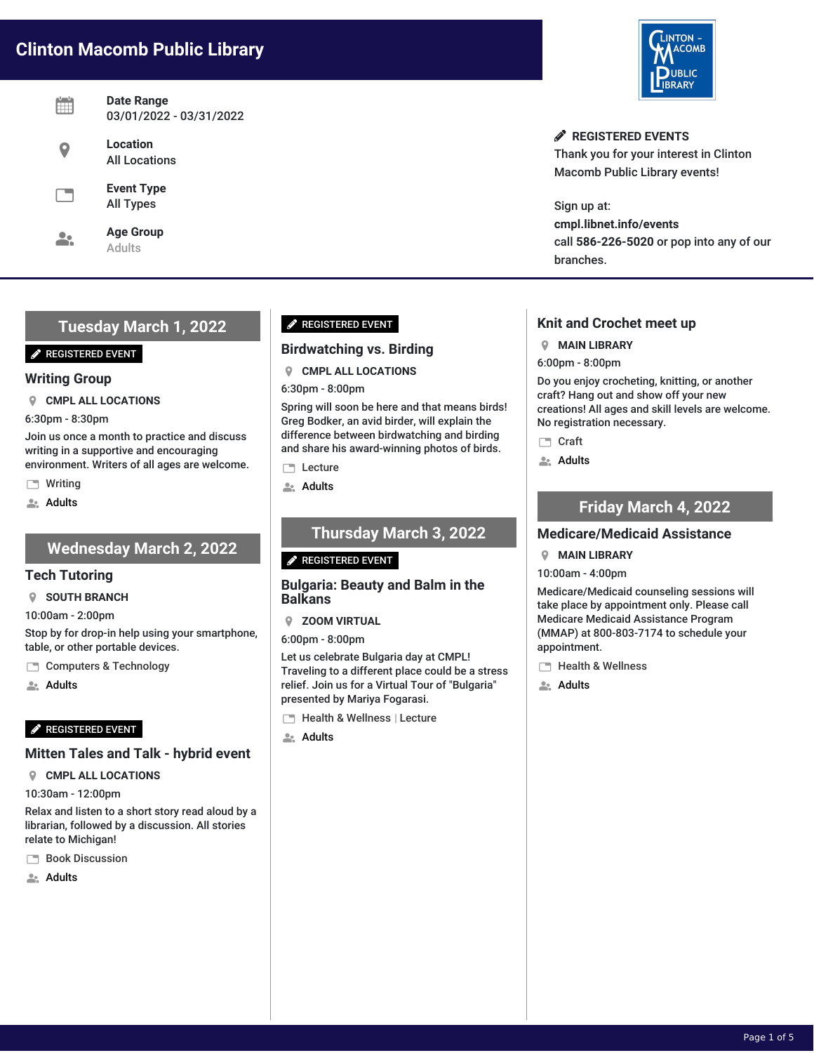# Clinton Macomb Public Library

**Date Range**
03/01/2022 - 03/31/2022

**Location**
All Locations

**Event Type**
All Types

**Age Group**
Adults

**REGISTERED EVENTS**
Thank you for your interest in Clinton Macomb Public Library events!

Sign up at:
**cmpl.libnet.info/events**
call **586-226-5020** or pop into any of our branches.

## Tuesday March 1, 2022

REGISTERED EVENT

### Writing Group

**CMPL ALL LOCATIONS**

6:30pm - 8:30pm

Join us once a month to practice and discuss writing in a supportive and encouraging environment. Writers of all ages are welcome.

Writing

Adults

## Wednesday March 2, 2022

### Tech Tutoring

**SOUTH BRANCH**

10:00am - 2:00pm

Stop by for drop-in help using your smartphone, table, or other portable devices.

Computers & Technology

Adults

REGISTERED EVENT

### Mitten Tales and Talk - hybrid event

**CMPL ALL LOCATIONS**

10:30am - 12:00pm

Relax and listen to a short story read aloud by a librarian, followed by a discussion. All stories relate to Michigan!

Book Discussion

Adults

REGISTERED EVENT

### Birdwatching vs. Birding

**CMPL ALL LOCATIONS**

6:30pm - 8:00pm

Spring will soon be here and that means birds! Greg Bodker, an avid birder, will explain the difference between birdwatching and birding and share his award-winning photos of birds.

Lecture

Adults

## Thursday March 3, 2022

REGISTERED EVENT

### Bulgaria: Beauty and Balm in the Balkans

**ZOOM VIRTUAL**

6:00pm - 8:00pm

Let us celebrate Bulgaria day at CMPL! Traveling to a different place could be a stress relief. Join us for a Virtual Tour of "Bulgaria" presented by Mariya Fogarasi.

Health & Wellness | Lecture

Adults

### Knit and Crochet meet up

**MAIN LIBRARY**

6:00pm - 8:00pm

Do you enjoy crocheting, knitting, or another craft? Hang out and show off your new creations! All ages and skill levels are welcome. No registration necessary.

Craft

Adults

## Friday March 4, 2022

### Medicare/Medicaid Assistance

**MAIN LIBRARY**

10:00am - 4:00pm

Medicare/Medicaid counseling sessions will take place by appointment only. Please call Medicare Medicaid Assistance Program (MMAP) at 800-803-7174 to schedule your appointment.

Health & Wellness

Adults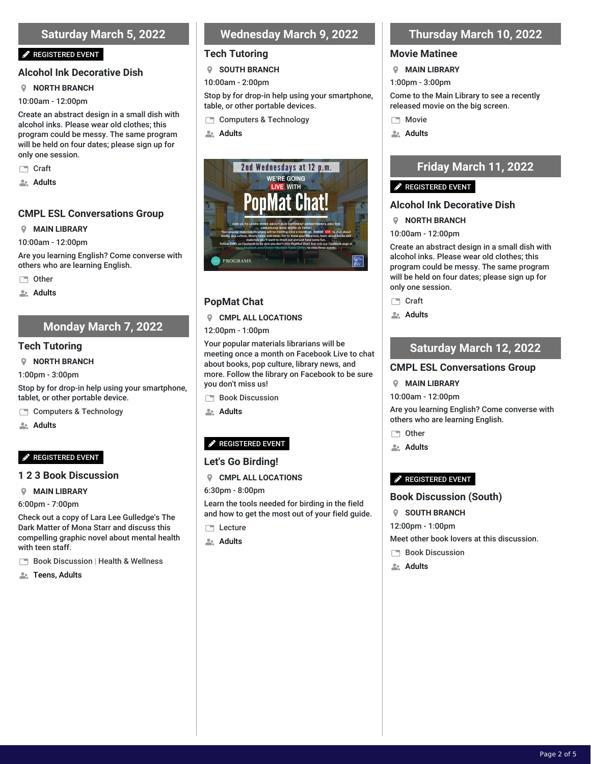## Saturday March 5, 2022

REGISTERED EVENT

### Alcohol Ink Decorative Dish

**NORTH BRANCH**

10:00am - 12:00pm

Create an abstract design in a small dish with alcohol inks. Please wear old clothes; this program could be messy. The same program will be held on four dates; please sign up for only one session.

Craft

**Adults**

### CMPL ESL Conversations Group

**MAIN LIBRARY**

10:00am - 12:00pm

Are you learning English? Come converse with others who are learning English.

Other

**Adults**

## Monday March 7, 2022

### Tech Tutoring

**NORTH BRANCH**

1:00pm - 3:00pm

Stop by for drop-in help using your smartphone, tablet, or other portable device.

Computers & Technology

**Adults**

REGISTERED EVENT

### 1 2 3 Book Discussion

**MAIN LIBRARY**

6:00pm - 7:00pm

Check out a copy of Lara Lee Gulledge's The Dark Matter of Mona Starr and discuss this compelling graphic novel about mental health with teen staff.

Book Discussion | Health & Wellness

**Teens, Adults**

## Wednesday March 9, 2022

### Tech Tutoring

**SOUTH BRANCH**

10:00am - 2:00pm

Stop by for drop-in help using your smartphone, table, or other portable devices.

Computers & Technology

**Adults**

### PopMat Chat

**CMPL ALL LOCATIONS**

12:00pm - 1:00pm

Your popular materials librarians will be meeting once a month on Facebook Live to chat about books, pop culture, library news, and more. Follow the library on Facebook to be sure you don't miss us!

Book Discussion

**Adults**

REGISTERED EVENT

### Let's Go Birding!

**CMPL ALL LOCATIONS**

6:30pm - 8:00pm

Learn the tools needed for birding in the field and how to get the most out of your field guide.

Lecture

**Adults**

## Thursday March 10, 2022

### Movie Matinee

**MAIN LIBRARY**

1:00pm - 3:00pm

Come to the Main Library to see a recently released movie on the big screen.

Movie

**Adults**

## Friday March 11, 2022

REGISTERED EVENT

### Alcohol Ink Decorative Dish

**NORTH BRANCH**

10:00am - 12:00pm

Create an abstract design in a small dish with alcohol inks. Please wear old clothes; this program could be messy. The same program will be held on four dates; please sign up for only one session.

Craft

**Adults**

## Saturday March 12, 2022

### CMPL ESL Conversations Group

**MAIN LIBRARY**

10:00am - 12:00pm

Are you learning English? Come converse with others who are learning English.

Other

**Adults**

REGISTERED EVENT

### Book Discussion (South)

**SOUTH BRANCH**

12:00pm - 1:00pm

Meet other book lovers at this discussion.

Book Discussion

**Adults**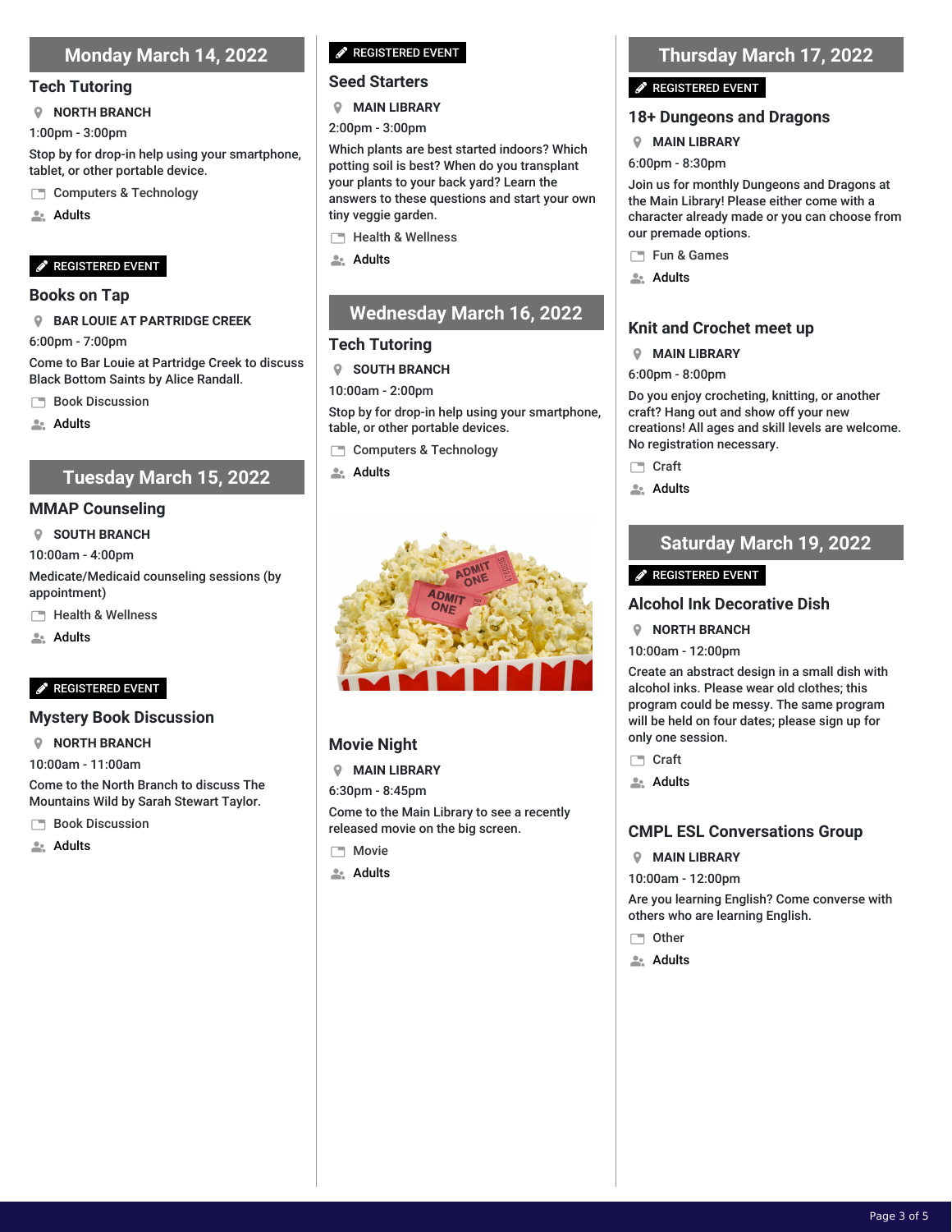## Monday March 14, 2022

### Tech Tutoring

**NORTH BRANCH**

1:00pm - 3:00pm

Stop by for drop-in help using your smartphone, tablet, or other portable device.

Computers & Technology

**Adults**

**REGISTERED EVENT**

### Books on Tap

**BAR LOUIE AT PARTRIDGE CREEK**

6:00pm - 7:00pm

Come to Bar Louie at Partridge Creek to discuss Black Bottom Saints by Alice Randall.

Book Discussion

**Adults**

## Tuesday March 15, 2022

### MMAP Counseling

**SOUTH BRANCH**

10:00am - 4:00pm

Medicate/Medicaid counseling sessions (by appointment)

Health & Wellness

**Adults**

**REGISTERED EVENT**

### Mystery Book Discussion

**NORTH BRANCH**

10:00am - 11:00am

Come to the North Branch to discuss The Mountains Wild by Sarah Stewart Taylor.

Book Discussion

**Adults**

**REGISTERED EVENT**

### Seed Starters

**MAIN LIBRARY**

2:00pm - 3:00pm

Which plants are best started indoors? Which potting soil is best? When do you transplant your plants to your back yard? Learn the answers to these questions and start your own tiny veggie garden.

Health & Wellness

**Adults**

## Wednesday March 16, 2022

### Tech Tutoring

**SOUTH BRANCH**

10:00am - 2:00pm

Stop by for drop-in help using your smartphone, table, or other portable devices.

Computers & Technology

**Adults**

### Movie Night

**MAIN LIBRARY**

6:30pm - 8:45pm

Come to the Main Library to see a recently released movie on the big screen.

Movie

**Adults**

## Thursday March 17, 2022

**REGISTERED EVENT**

### 18+ Dungeons and Dragons

**MAIN LIBRARY**

6:00pm - 8:30pm

Join us for monthly Dungeons and Dragons at the Main Library! Please either come with a character already made or you can choose from our premade options.

Fun & Games

**Adults**

### Knit and Crochet meet up

**MAIN LIBRARY**

6:00pm - 8:00pm

Do you enjoy crocheting, knitting, or another craft? Hang out and show off your new creations! All ages and skill levels are welcome. No registration necessary.

Craft

**Adults**

## Saturday March 19, 2022

**REGISTERED EVENT**

### Alcohol Ink Decorative Dish

**NORTH BRANCH**

10:00am - 12:00pm

Create an abstract design in a small dish with alcohol inks. Please wear old clothes; this program could be messy. The same program will be held on four dates; please sign up for only one session.

Craft

**Adults**

### CMPL ESL Conversations Group

**MAIN LIBRARY**

10:00am - 12:00pm

Are you learning English? Come converse with others who are learning English.

Other

**Adults**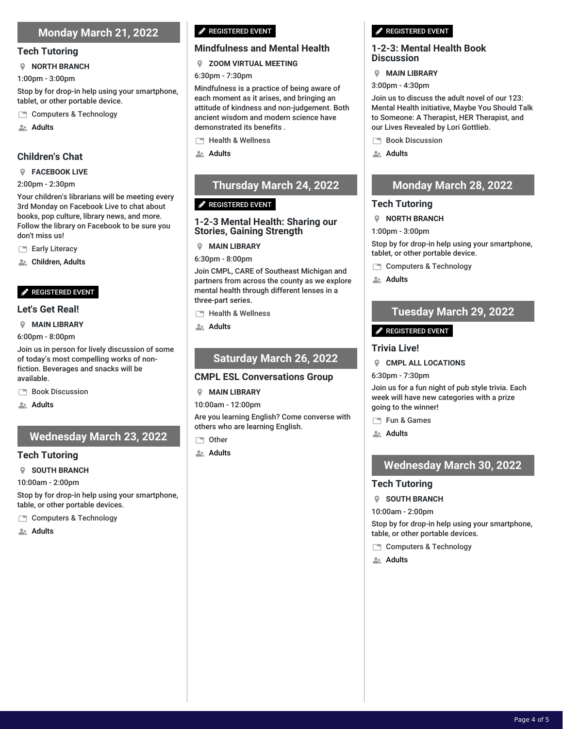## Monday March 21, 2022

### Tech Tutoring

**NORTH BRANCH**

1:00pm - 3:00pm

Stop by for drop-in help using your smartphone, tablet, or other portable device.

Computers & Technology

**Adults**

### Children's Chat

**FACEBOOK LIVE**

2:00pm - 2:30pm

Your children's librarians will be meeting every 3rd Monday on Facebook Live to chat about books, pop culture, library news, and more. Follow the library on Facebook to be sure you don't miss us!

Early Literacy

**Children, Adults**

REGISTERED EVENT

### Let's Get Real!

**MAIN LIBRARY**

6:00pm - 8:00pm

Join us in person for lively discussion of some of today's most compelling works of non-fiction. Beverages and snacks will be available.

Book Discussion

**Adults**

## Wednesday March 23, 2022

### Tech Tutoring

**SOUTH BRANCH**

10:00am - 2:00pm

Stop by for drop-in help using your smartphone, table, or other portable devices.

Computers & Technology

**Adults**

REGISTERED EVENT

### Mindfulness and Mental Health

**ZOOM VIRTUAL MEETING**

6:30pm - 7:30pm

Mindfulness is a practice of being aware of each moment as it arises, and bringing an attitude of kindness and non-judgement. Both ancient wisdom and modern science have demonstrated its benefits .

Health & Wellness

**Adults**

## Thursday March 24, 2022

REGISTERED EVENT

### 1-2-3 Mental Health: Sharing our Stories, Gaining Strength

**MAIN LIBRARY**

6:30pm - 8:00pm

Join CMPL, CARE of Southeast Michigan and partners from across the county as we explore mental health through different lenses in a three-part series.

Health & Wellness

**Adults**

## Saturday March 26, 2022

### CMPL ESL Conversations Group

**MAIN LIBRARY**

10:00am - 12:00pm

Are you learning English? Come converse with others who are learning English.

Other

**Adults**

REGISTERED EVENT

### 1-2-3: Mental Health Book Discussion

**MAIN LIBRARY**

3:00pm - 4:30pm

Join us to discuss the adult novel of our 123: Mental Health initiative, Maybe You Should Talk to Someone: A Therapist, HER Therapist, and our Lives Revealed by Lori Gottlieb.

Book Discussion

**Adults**

## Monday March 28, 2022

### Tech Tutoring

**NORTH BRANCH**

1:00pm - 3:00pm

Stop by for drop-in help using your smartphone, tablet, or other portable device.

Computers & Technology

**Adults**

## Tuesday March 29, 2022

REGISTERED EVENT

### Trivia Live!

**CMPL ALL LOCATIONS**

6:30pm - 7:30pm

Join us for a fun night of pub style trivia. Each week will have new categories with a prize going to the winner!

Fun & Games

**Adults**

## Wednesday March 30, 2022

### Tech Tutoring

**SOUTH BRANCH**

10:00am - 2:00pm

Stop by for drop-in help using your smartphone, table, or other portable devices.

Computers & Technology

**Adults**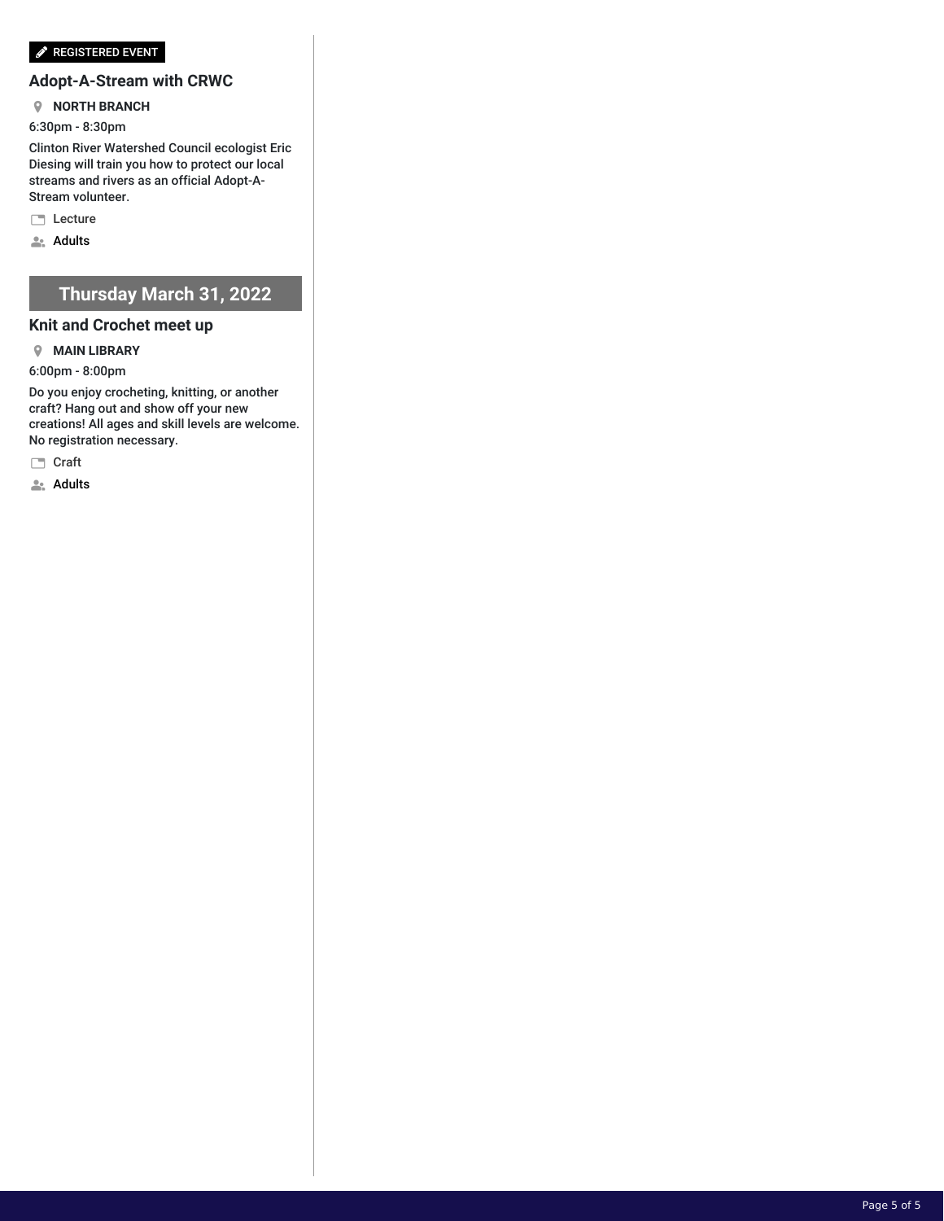REGISTERED EVENT

### Adopt-A-Stream with CRWC

**NORTH BRANCH**

6:30pm - 8:30pm

Clinton River Watershed Council ecologist Eric Diesing will train you how to protect our local streams and rivers as an official Adopt-A-Stream volunteer.

Lecture

Adults

## Thursday March 31, 2022

### Knit and Crochet meet up

**MAIN LIBRARY**

6:00pm - 8:00pm

Do you enjoy crocheting, knitting, or another craft? Hang out and show off your new creations! All ages and skill levels are welcome. No registration necessary.

Craft

Adults